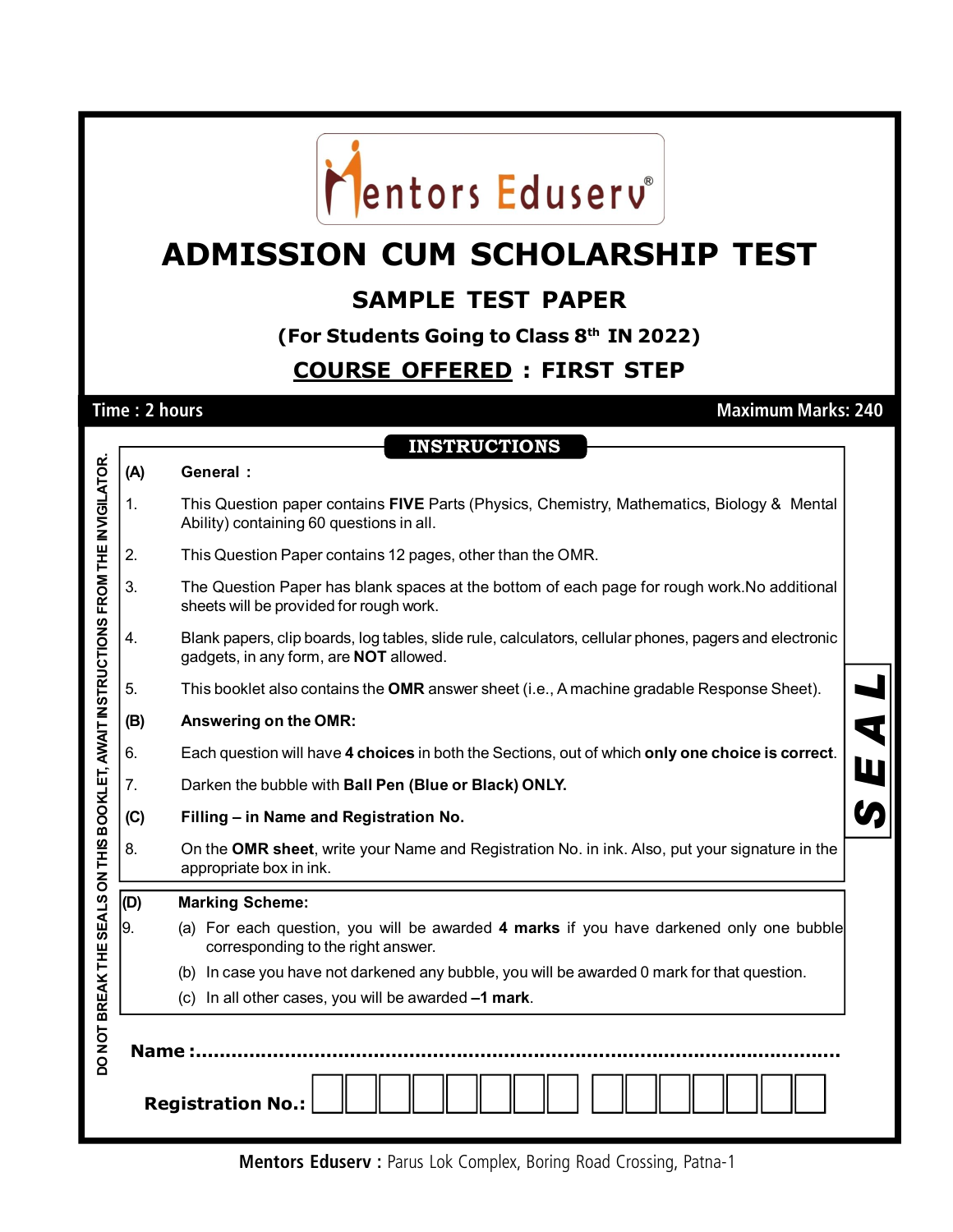# Mentors Eduserv®

# ADMISSION CUM SCHOLARSHIP TEST

## SAMPLE TEST PAPER

### (For Students Going to Class 8th IN 2022)

### COURSE OFFERED : FIRST STEP

**Time : 2 hours** **Maximum Marks: 240**

DO NOT BREAK THE SEALS ON THIS BOOKLET, AWAIT INSTRUCTIONS FROM THE INVIGILATOR.

## INSTRUCTIONS

**(A) General :**

1. This Question paper contains **FIVE** Parts (Physics, Chemistry, Mathematics, Biology & Mental Ability) containing 60 questions in all.
2. This Question Paper contains 12 pages, other than the OMR.
3. The Question Paper has blank spaces at the bottom of each page for rough work.No additional sheets will be provided for rough work.
4. Blank papers, clip boards, log tables, slide rule, calculators, cellular phones, pagers and electronic gadgets, in any form, are **NOT** allowed.
5. This booklet also contains the **OMR** answer sheet (i.e., A machine gradable Response Sheet).

**(B) Answering on the OMR:**

6. Each question will have **4 choices** in both the Sections, out of which **only one choice is correct**.
7. Darken the bubble with **Ball Pen (Blue or Black) ONLY.**

**(C) Filling – in Name and Registration No.**

8. On the **OMR sheet**, write your Name and Registration No. in ink. Also, put your signature in the appropriate box in ink.

**SEAL**

**(D) Marking Scheme:**

9. (a) For each question, you will be awarded **4 marks** if you have darkened only one bubble corresponding to the right answer.
   (b) In case you have not darkened any bubble, you will be awarded 0 mark for that question.
   (c) In all other cases, you will be awarded **–1 mark**.

**Name :**...............................................................................................................

**Registration No.:** | | | | | | | | | | | | | | | |

**Mentors Eduserv :** Parus Lok Complex, Boring Road Crossing, Patna-1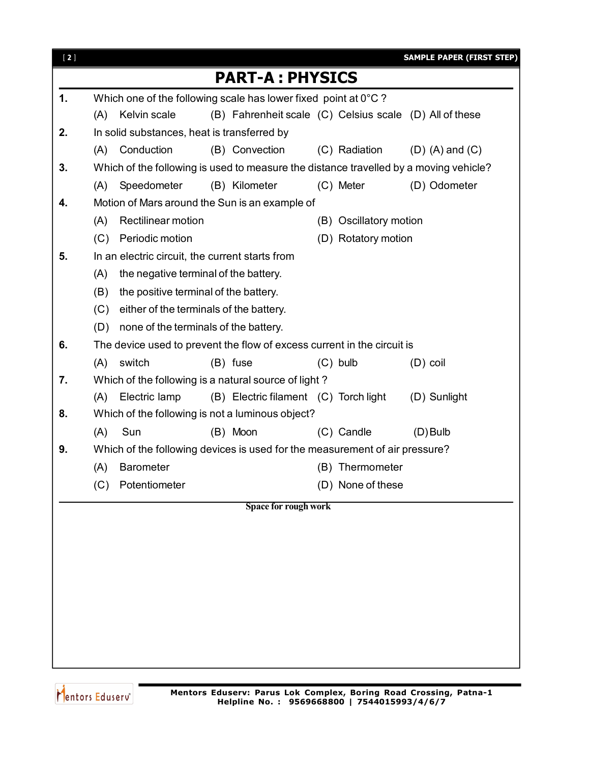# PART-A : PHYSICS

**1.** Which one of the following scale has lower fixed point at 0°C ?

(A) Kelvin scale (B) Fahrenheit scale (C) Celsius scale (D) All of these

**2.** In solid substances, heat is transferred by

(A) Conduction (B) Convection (C) Radiation (D) (A) and (C)

**3.** Which of the following is used to measure the distance travelled by a moving vehicle?

(A) Speedometer (B) Kilometer (C) Meter (D) Odometer

**4.** Motion of Mars around the Sun is an example of

(A) Rectilinear motion (B) Oscillatory motion

(C) Periodic motion (D) Rotatory motion

**5.** In an electric circuit, the current starts from

(A) the negative terminal of the battery.

(B) the positive terminal of the battery.

(C) either of the terminals of the battery.

(D) none of the terminals of the battery.

**6.** The device used to prevent the flow of excess current in the circuit is

(A) switch (B) fuse (C) bulb (D) coil

**7.** Which of the following is a natural source of light ?

(A) Electric lamp (B) Electric filament (C) Torch light (D) Sunlight

**8.** Which of the following is not a luminous object?

(A) Sun (B) Moon (C) Candle (D) Bulb

**9.** Which of the following devices is used for the measurement of air pressure?

(A) Barometer (B) Thermometer

(C) Potentiometer (D) None of these

**Space for rough work**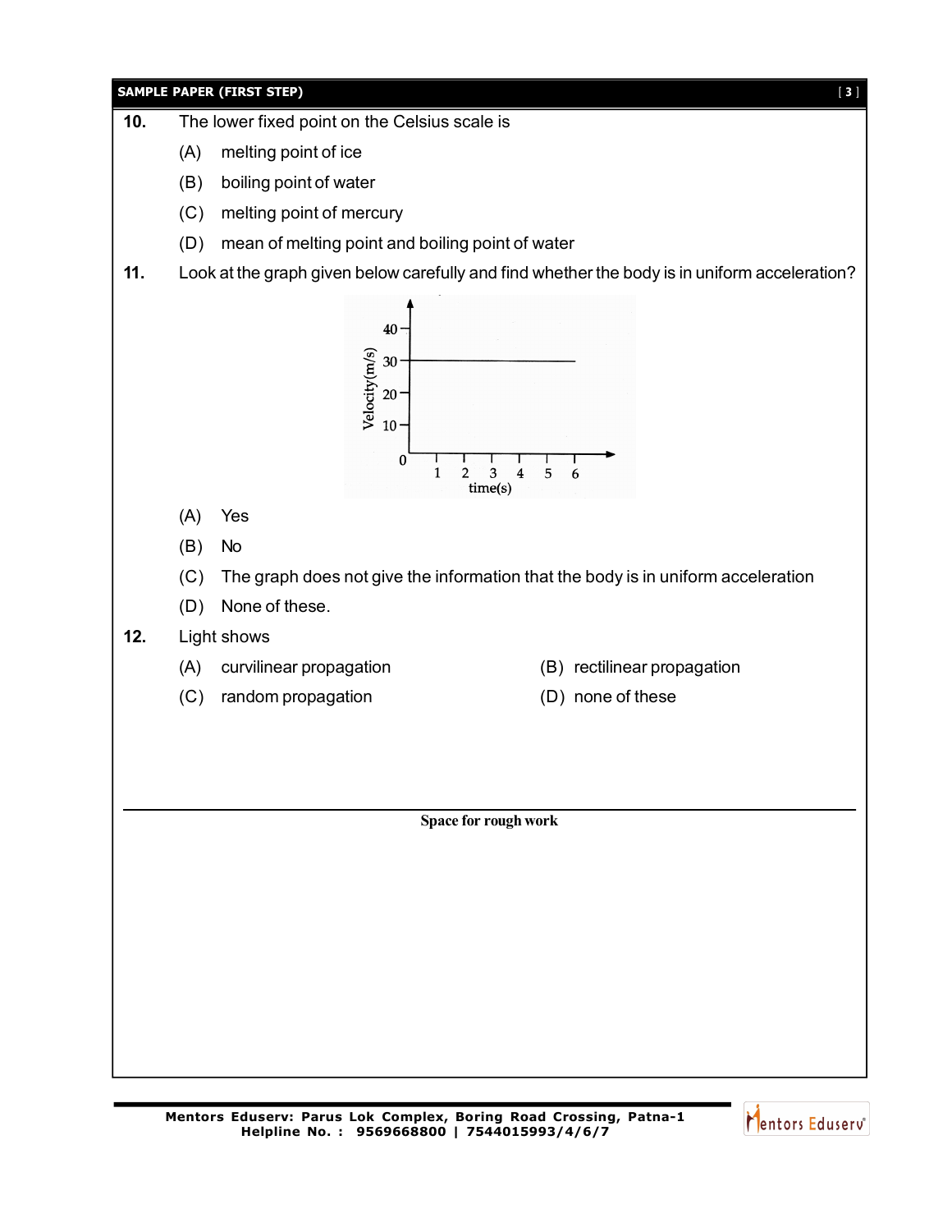**10.** The lower fixed point on the Celsius scale is

(A) melting point of ice

(B) boiling point of water

(C) melting point of mercury

(D) mean of melting point and boiling point of water

**11.** Look at the graph given below carefully and find whether the body is in uniform acceleration?

(A) Yes

(B) No

(C) The graph does not give the information that the body is in uniform acceleration

(D) None of these.

**12.** Light shows

(A) curvilinear propagation

(B) rectilinear propagation

(C) random propagation

(D) none of these

**Space for rough work**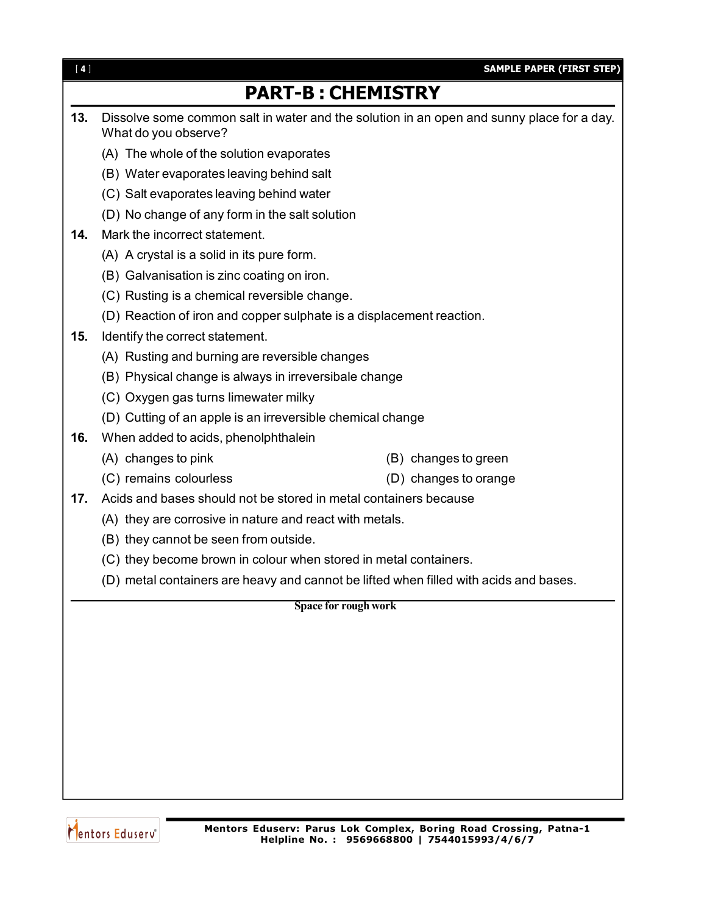# PART-B : CHEMISTRY

**13.** Dissolve some common salt in water and the solution in an open and sunny place for a day. What do you observe?

(A) The whole of the solution evaporates

(B) Water evaporates leaving behind salt

(C) Salt evaporates leaving behind water

(D) No change of any form in the salt solution

**14.** Mark the incorrect statement.

(A) A crystal is a solid in its pure form.

(B) Galvanisation is zinc coating on iron.

(C) Rusting is a chemical reversible change.

(D) Reaction of iron and copper sulphate is a displacement reaction.

**15.** Identify the correct statement.

(A) Rusting and burning are reversible changes

(B) Physical change is always in irreversibale change

(C) Oxygen gas turns limewater milky

(D) Cutting of an apple is an irreversible chemical change

**16.** When added to acids, phenolphthalein

(A) changes to pink

(B) changes to green

(C) remains colourless

(D) changes to orange

**17.** Acids and bases should not be stored in metal containers because

(A) they are corrosive in nature and react with metals.

(B) they cannot be seen from outside.

(C) they become brown in colour when stored in metal containers.

(D) metal containers are heavy and cannot be lifted when filled with acids and bases.

Space for rough work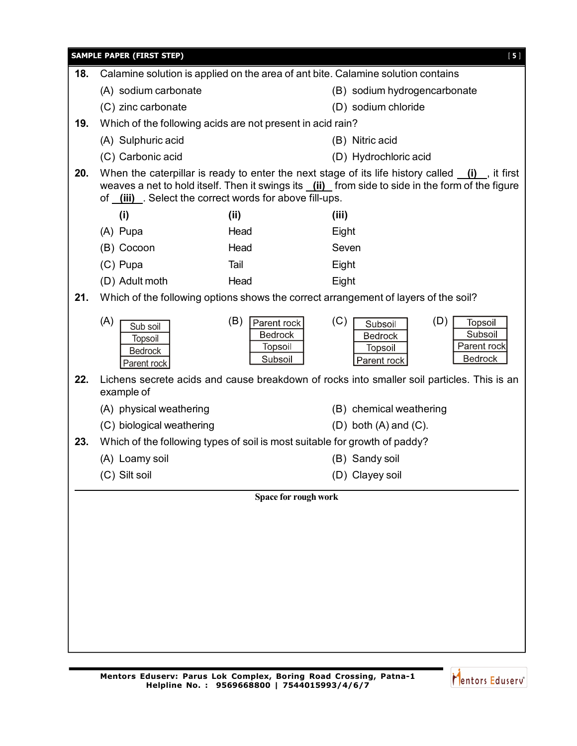**18.** Calamine solution is applied on the area of ant bite. Calamine solution contains

(A) sodium carbonate
(B) sodium hydrogencarbonate
(C) zinc carbonate
(D) sodium chloride

**19.** Which of the following acids are not present in acid rain?

(A) Sulphuric acid
(B) Nitric acid
(C) Carbonic acid
(D) Hydrochloric acid

**20.** When the caterpillar is ready to enter the next stage of its life history called __(i)__, it first weaves a net to hold itself. Then it swings its __(ii)__ from side to side in the form of the figure of __(iii)__. Select the correct words for above fill-ups.

| | (i) | (ii) | (iii) |
|---|---|---|---|
| (A) | Pupa | Head | Eight |
| (B) | Cocoon | Head | Seven |
| (C) | Pupa | Tail | Eight |
| (D) | Adult moth | Head | Eight |

**21.** Which of the following options shows the correct arrangement of layers of the soil?

| (A) | (B) | (C) | (D) |
|---|---|---|---|
| Sub soil | Parent rock | Subsoil | Topsoil |
| Topsoil | Bedrock | Bedrock | Subsoil |
| Bedrock | Topsoil | Topsoil | Parent rock |
| Parent rock | Subsoil | Parent rock | Bedrock |

**22.** Lichens secrete acids and cause breakdown of rocks into smaller soil particles. This is an example of

(A) physical weathering
(B) chemical weathering
(C) biological weathering
(D) both (A) and (C).

**23.** Which of the following types of soil is most suitable for growth of paddy?

(A) Loamy soil
(B) Sandy soil
(C) Silt soil
(D) Clayey soil

**Space for rough work**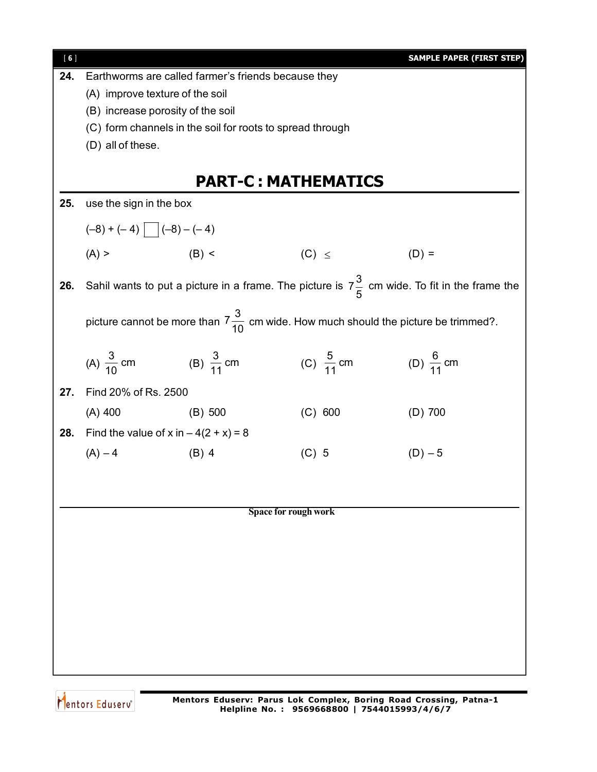**24.** Earthworms are called farmer's friends because they

(A) improve texture of the soil

(B) increase porosity of the soil

(C) form channels in the soil for roots to spread through

(D) all of these.

## PART-C : MATHEMATICS

**25.** use the sign in the box

$(-8) + (-4) \ \square \ (-8) - (-4)$

(A) > (B) < (C) $\leq$ (D) =

**26.** Sahil wants to put a picture in a frame. The picture is $7\frac{3}{5}$ cm wide. To fit in the frame the picture cannot be more than $7\frac{3}{10}$ cm wide. How much should the picture be trimmed?.

(A) $\frac{3}{10}$ cm (B) $\frac{3}{11}$ cm (C) $\frac{5}{11}$ cm (D) $\frac{6}{11}$ cm

**27.** Find 20% of Rs. 2500

(A) 400 (B) 500 (C) 600 (D) 700

**28.** Find the value of x in $-4(2 + x) = 8$

(A) $-4$ (B) 4 (C) 5 (D) $-5$

Space for rough work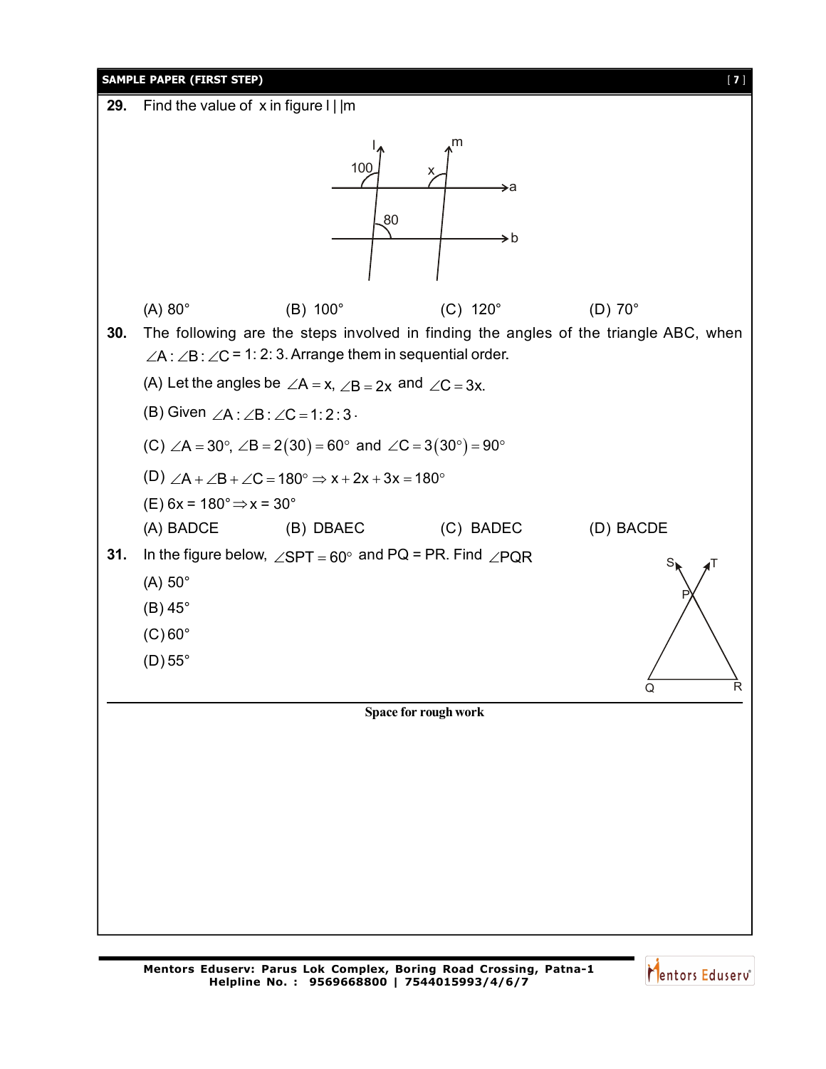**29.** Find the value of x in figure l | |m

(A) 80° (B) 100° (C) 120° (D) 70°

**30.** The following are the steps involved in finding the angles of the triangle ABC, when $\angle A : \angle B : \angle C$ = 1: 2: 3. Arrange them in sequential order.

(A) Let the angles be $\angle A = x$, $\angle B = 2x$ and $\angle C = 3x$.

(B) Given $\angle A : \angle B : \angle C = 1:2:3$.

(C) $\angle A = 30°$, $\angle B = 2(30) = 60°$ and $\angle C = 3(30°) = 90°$

(D) $\angle A + \angle B + \angle C = 180° \Rightarrow x + 2x + 3x = 180°$

(E) $6x = 180° \Rightarrow x = 30°$

(A) BADCE (B) DBAEC (C) BADEC (D) BACDE

**31.** In the figure below, $\angle SPT = 60°$ and PQ = PR. Find $\angle PQR$

(A) 50°

(B) 45°

(C) 60°

(D) 55°

**Space for rough work**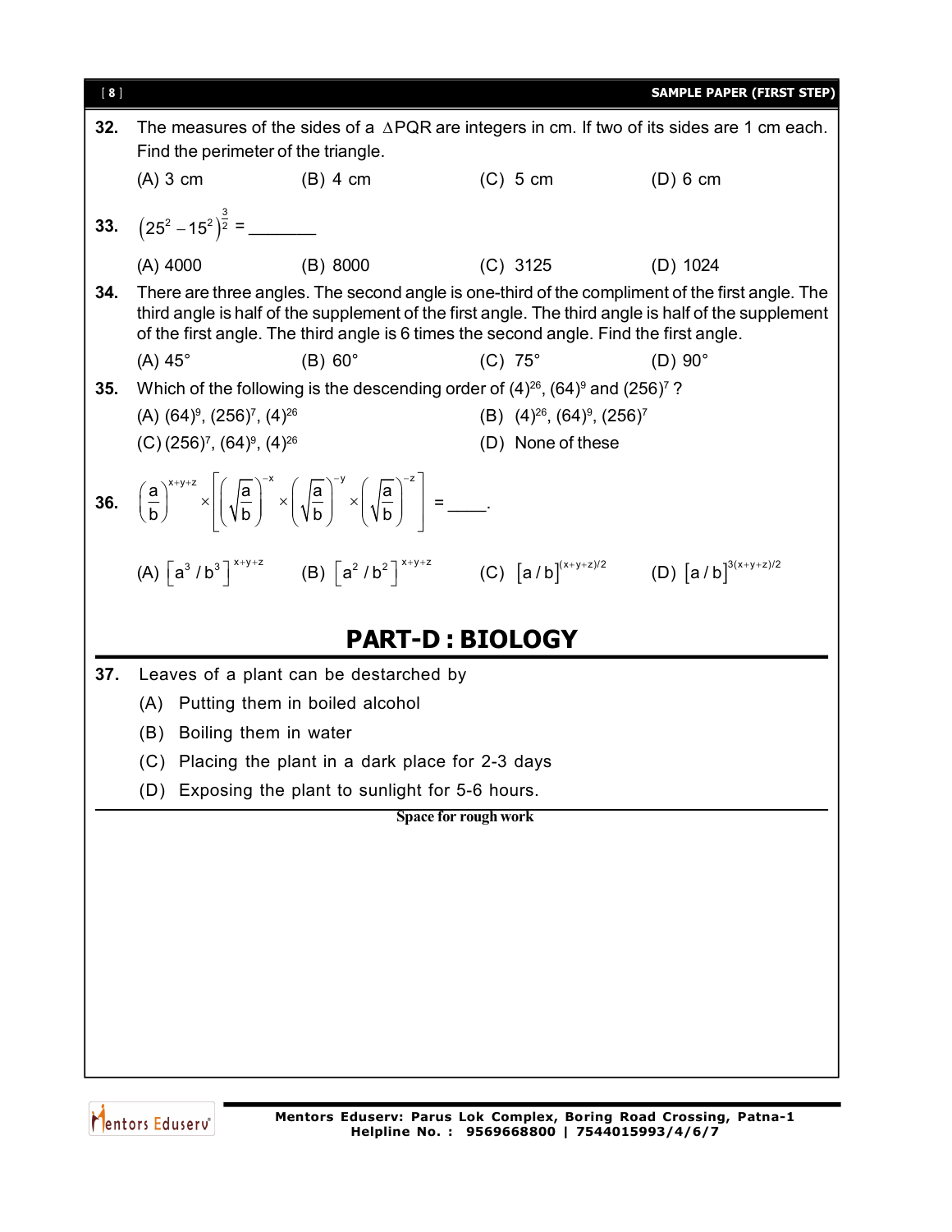**32.** The measures of the sides of a $\Delta PQR$ are integers in cm. If two of its sides are 1 cm each. Find the perimeter of the triangle.

(A) 3 cm (B) 4 cm (C) 5 cm (D) 6 cm

**33.** $\left(25^2 - 15^2\right)^{\frac{3}{2}}$ = _______

(A) 4000 (B) 8000 (C) 3125 (D) 1024

**34.** There are three angles. The second angle is one-third of the compliment of the first angle. The third angle is half of the supplement of the first angle. The third angle is half of the supplement of the first angle. The third angle is 6 times the second angle. Find the first angle.

(A) 45° (B) 60° (C) 75° (D) 90°

**35.** Which of the following is the descending order of $(4)^{26}$, $(64)^9$ and $(256)^7$ ?

(A) $(64)^9$, $(256)^7$, $(4)^{26}$ (B) $(4)^{26}$, $(64)^9$, $(256)^7$

(C) $(256)^7$, $(64)^9$, $(4)^{26}$ (D) None of these

**36.** $\left(\frac{a}{b}\right)^{x+y+z} \times \left[\left(\sqrt{\frac{a}{b}}\right)^{-x} \times \left(\sqrt{\frac{a}{b}}\right)^{-y} \times \left(\sqrt{\frac{a}{b}}\right)^{-z}\right]$ = ____.

(A) $\left[a^3 / b^3\right]^{x+y+z}$ (B) $\left[a^2 / b^2\right]^{x+y+z}$ (C) $\left[a / b\right]^{(x+y+z)/2}$ (D) $\left[a / b\right]^{3(x+y+z)/2}$

# PART-D : BIOLOGY

**37.** Leaves of a plant can be destarched by

(A) Putting them in boiled alcohol

(B) Boiling them in water

(C) Placing the plant in a dark place for 2-3 days

(D) Exposing the plant to sunlight for 5-6 hours.

Space for rough work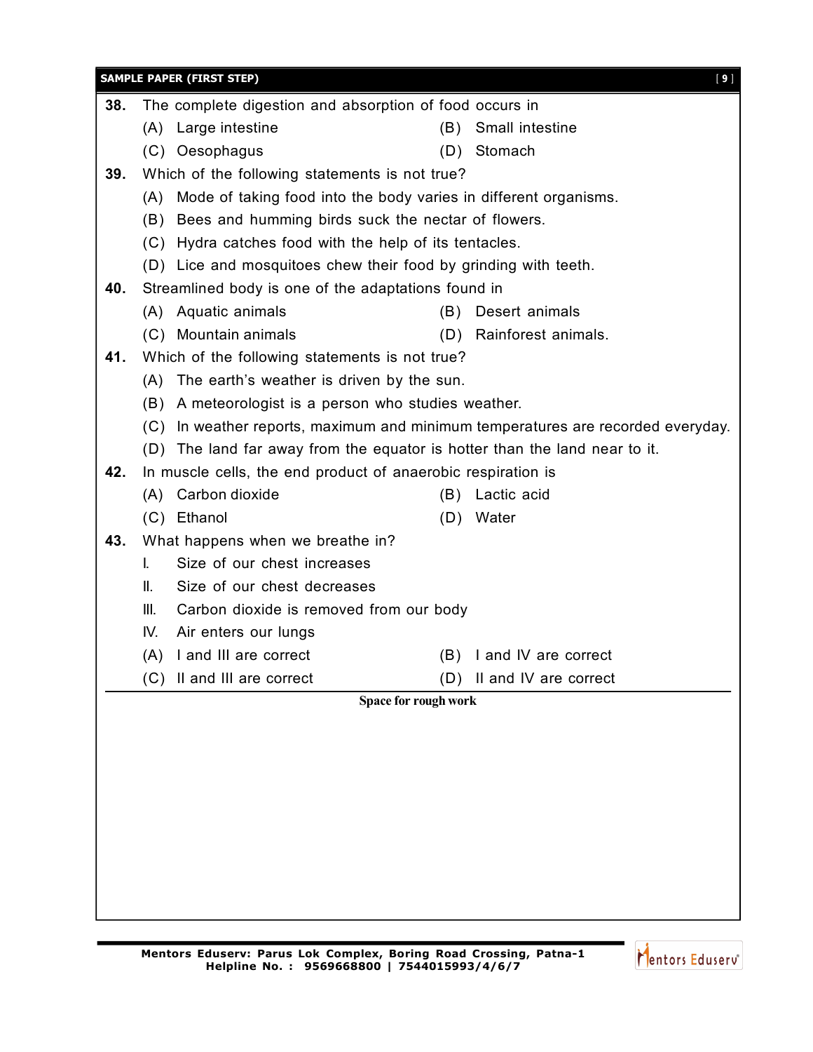**38.** The complete digestion and absorption of food occurs in

(A) Large intestine (B) Small intestine

(C) Oesophagus (D) Stomach

**39.** Which of the following statements is not true?

(A) Mode of taking food into the body varies in different organisms.

(B) Bees and humming birds suck the nectar of flowers.

(C) Hydra catches food with the help of its tentacles.

(D) Lice and mosquitoes chew their food by grinding with teeth.

**40.** Streamlined body is one of the adaptations found in

(A) Aquatic animals (B) Desert animals

(C) Mountain animals (D) Rainforest animals.

**41.** Which of the following statements is not true?

(A) The earth's weather is driven by the sun.

(B) A meteorologist is a person who studies weather.

(C) In weather reports, maximum and minimum temperatures are recorded everyday.

(D) The land far away from the equator is hotter than the land near to it.

**42.** In muscle cells, the end product of anaerobic respiration is

(A) Carbon dioxide (B) Lactic acid

(C) Ethanol (D) Water

**43.** What happens when we breathe in?

I. Size of our chest increases

II. Size of our chest decreases

III. Carbon dioxide is removed from our body

IV. Air enters our lungs

(A) I and III are correct (B) I and IV are correct

(C) II and III are correct (D) II and IV are correct

**Space for rough work**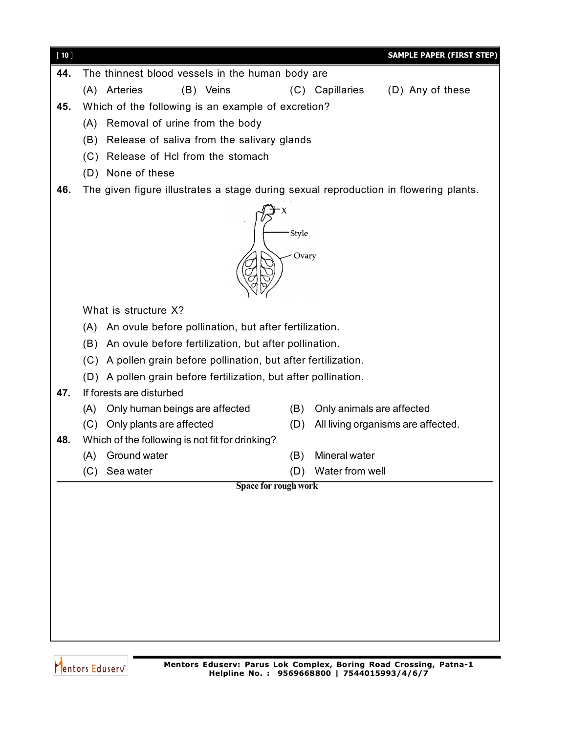**44.** The thinnest blood vessels in the human body are

(A) Arteries (B) Veins (C) Capillaries (D) Any of these

**45.** Which of the following is an example of excretion?

(A) Removal of urine from the body

(B) Release of saliva from the salivary glands

(C) Release of Hcl from the stomach

(D) None of these

**46.** The given figure illustrates a stage during sexual reproduction in flowering plants.

X

Style

Ovary

What is structure X?

(A) An ovule before pollination, but after fertilization.

(B) An ovule before fertilization, but after pollination.

(C) A pollen grain before pollination, but after fertilization.

(D) A pollen grain before fertilization, but after pollination.

**47.** If forests are disturbed

(A) Only human beings are affected

(B) Only animals are affected

(C) Only plants are affected

(D) All living organisms are affected.

**48.** Which of the following is not fit for drinking?

(A) Ground water

(B) Mineral water

(C) Sea water

(D) Water from well

**Space for rough work**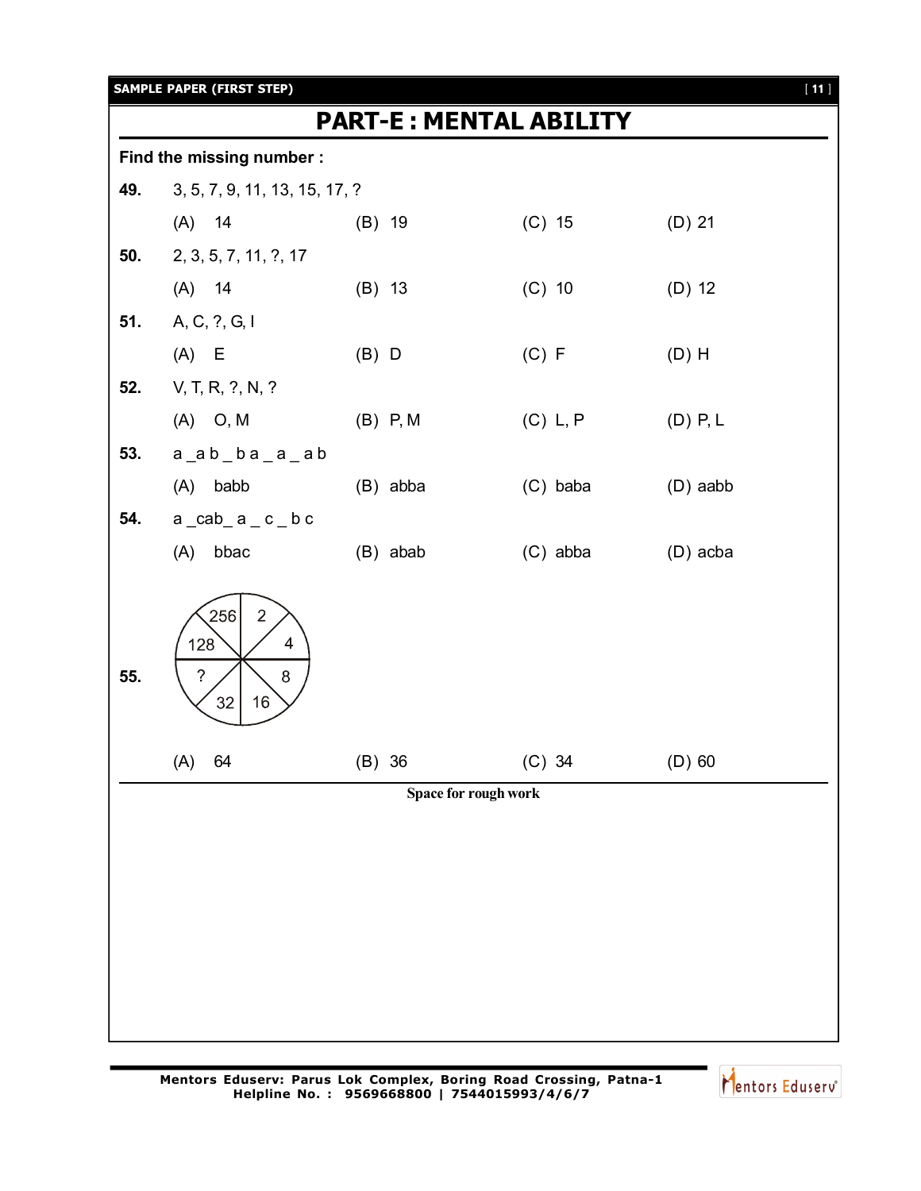# PART-E : MENTAL ABILITY

**Find the missing number :**

**49.** 3, 5, 7, 9, 11, 13, 15, 17, ?

(A) 14 (B) 19 (C) 15 (D) 21

**50.** 2, 3, 5, 7, 11, ?, 17

(A) 14 (B) 13 (C) 10 (D) 12

**51.** A, C, ?, G, I

(A) E (B) D (C) F (D) H

**52.** V, T, R, ?, N, ?

(A) O, M (B) P, M (C) L, P (D) P, L

**53.** a _a b _ b a _ a _ a b

(A) babb (B) abba (C) baba (D) aabb

**54.** a _cab_ a _ c _ b c

(A) bbac (B) abab (C) abba (D) acba

**55.** (Circle divided into eight sectors containing: 256, 2, 4, 8, 16, 32, ?, 128)

(A) 64 (B) 36 (C) 34 (D) 60

Space for rough work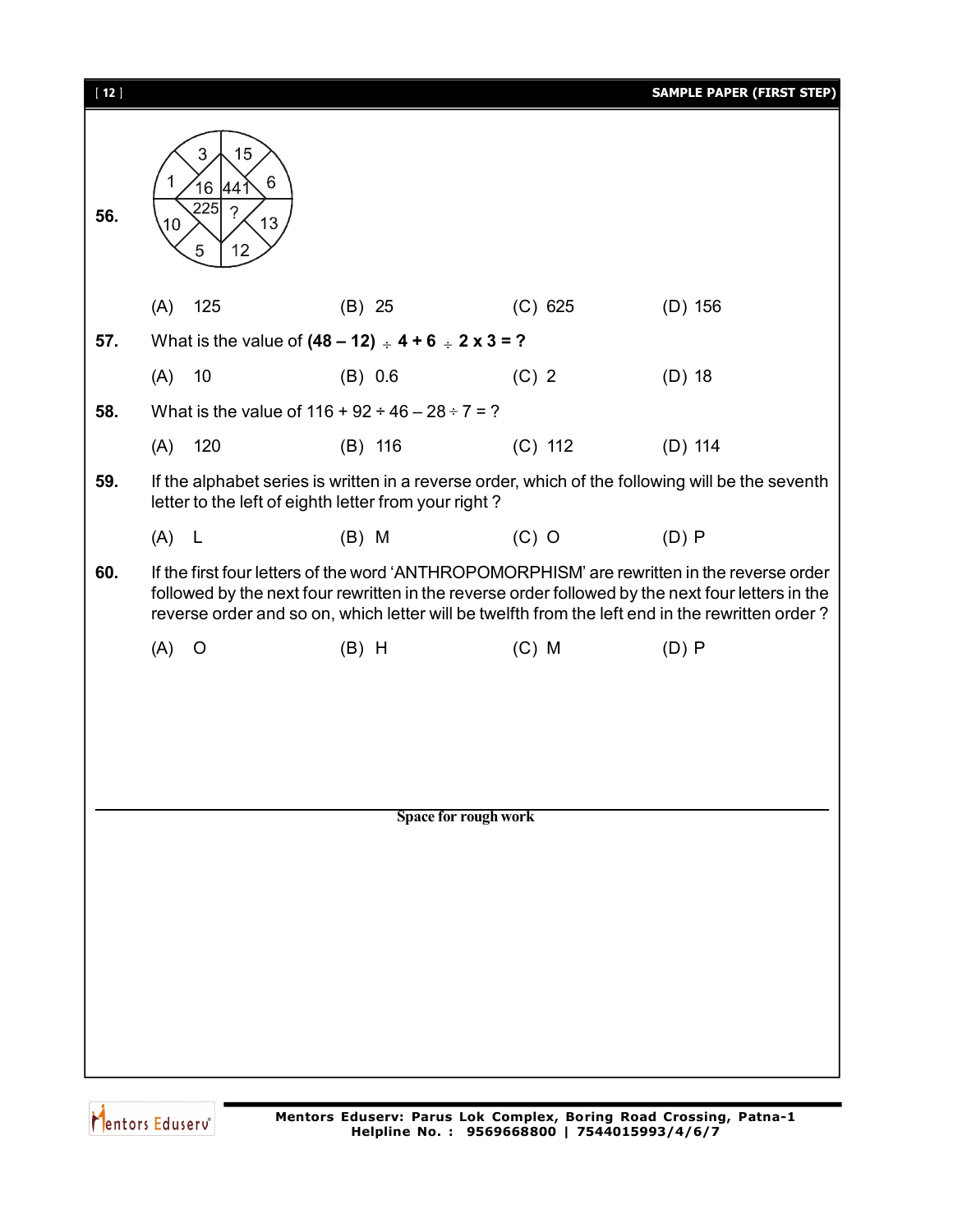**56.**

| 3 | 15 |
|---|---|
| 1 | 6 |
| 16 | 441 |
| 225 | ? |
| 10 | 13 |
| 5 | 12 |

(A) 125 (B) 25 (C) 625 (D) 156

**57.** What is the value of **(48 – 12) ÷ 4 + 6 ÷ 2 x 3 = ?**

(A) 10 (B) 0.6 (C) 2 (D) 18

**58.** What is the value of 116 + 92 ÷ 46 – 28 ÷ 7 = ?

(A) 120 (B) 116 (C) 112 (D) 114

**59.** If the alphabet series is written in a reverse order, which of the following will be the seventh letter to the left of eighth letter from your right ?

(A) L (B) M (C) O (D) P

**60.** If the first four letters of the word 'ANTHROPOMORPHISM' are rewritten in the reverse order followed by the next four rewritten in the reverse order followed by the next four letters in the reverse order and so on, which letter will be twelfth from the left end in the rewritten order ?

(A) O (B) H (C) M (D) P

Space for rough work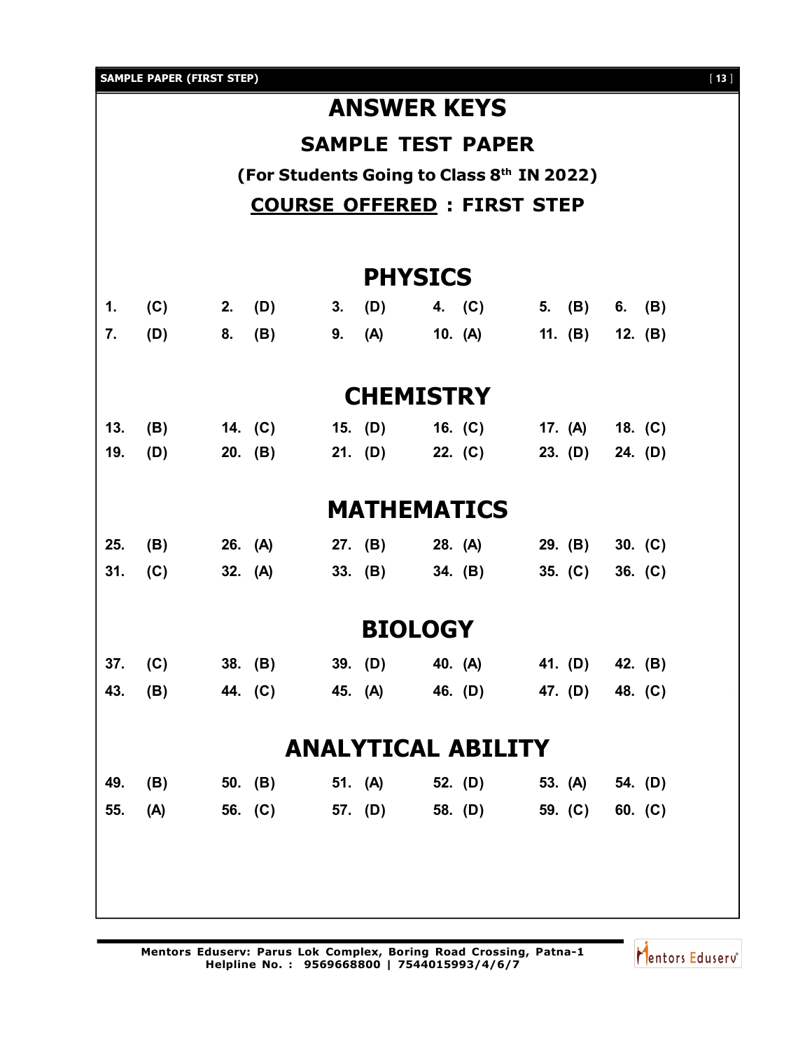# ANSWER KEYS

## SAMPLE TEST PAPER

### (For Students Going to Class 8th IN 2022)

### COURSE OFFERED : FIRST STEP

## PHYSICS

| | | | | | |
|---|---|---|---|---|---|
| 1. (C) | 2. (D) | 3. (D) | 4. (C) | 5. (B) | 6. (B) |
| 7. (D) | 8. (B) | 9. (A) | 10. (A) | 11. (B) | 12. (B) |

## CHEMISTRY

| | | | | | |
|---|---|---|---|---|---|
| 13. (B) | 14. (C) | 15. (D) | 16. (C) | 17. (A) | 18. (C) |
| 19. (D) | 20. (B) | 21. (D) | 22. (C) | 23. (D) | 24. (D) |

## MATHEMATICS

| | | | | | |
|---|---|---|---|---|---|
| 25. (B) | 26. (A) | 27. (B) | 28. (A) | 29. (B) | 30. (C) |
| 31. (C) | 32. (A) | 33. (B) | 34. (B) | 35. (C) | 36. (C) |

## BIOLOGY

| | | | | | |
|---|---|---|---|---|---|
| 37. (C) | 38. (B) | 39. (D) | 40. (A) | 41. (D) | 42. (B) |
| 43. (B) | 44. (C) | 45. (A) | 46. (D) | 47. (D) | 48. (C) |

## ANALYTICAL ABILITY

| | | | | | |
|---|---|---|---|---|---|
| 49. (B) | 50. (B) | 51. (A) | 52. (D) | 53. (A) | 54. (D) |
| 55. (A) | 56. (C) | 57. (D) | 58. (D) | 59. (C) | 60. (C) |